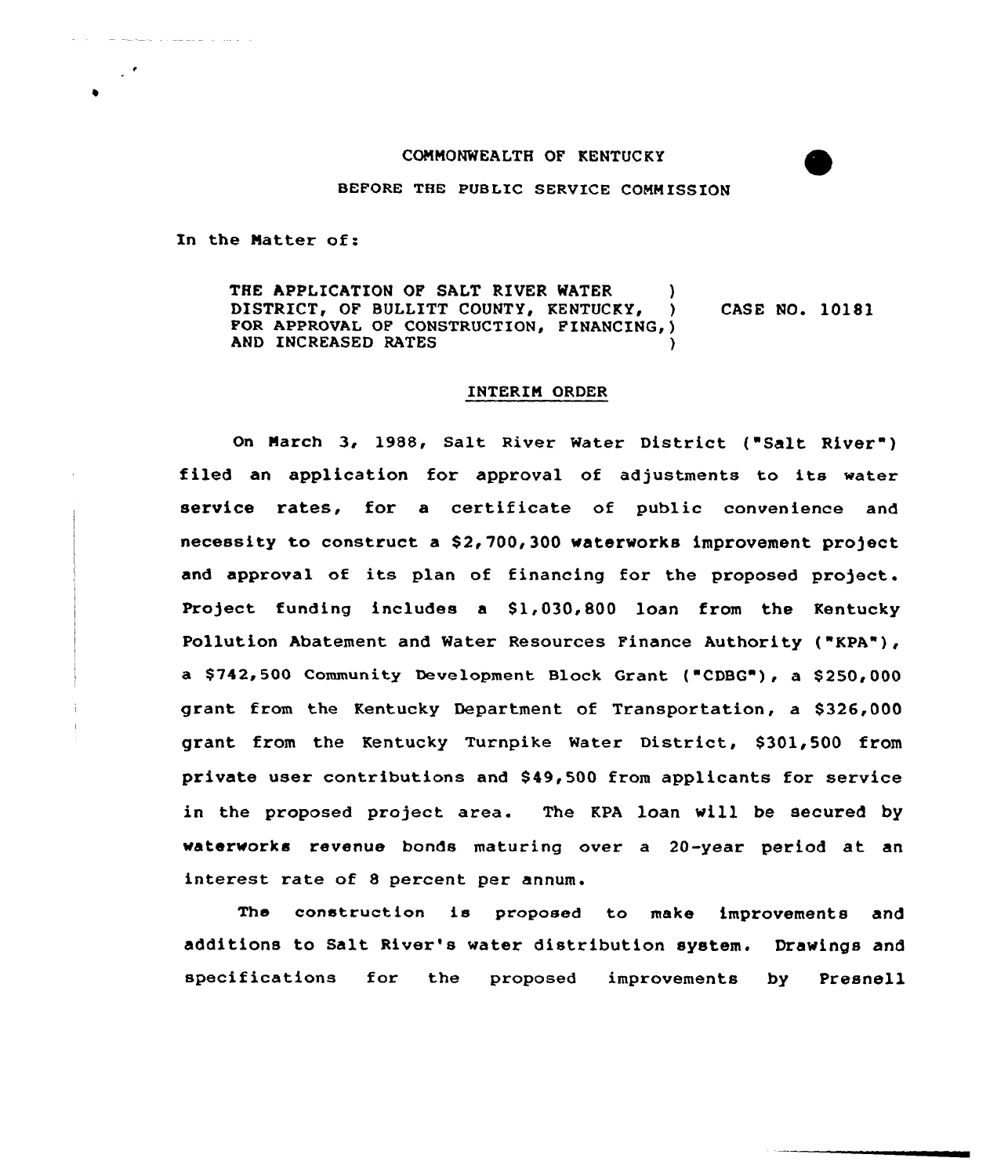COMMONWEALTH OF KENTUCKY

BEFORE THE PUBLIC SERVICE COMMISSION

In the Matter of:

THE APPLICATION OF SALT RIVER WATER DISTRICT, OF BULLITT COUNTY, KENTUCKY, FOR APPROVAL OF CONSTRUCTION, FINANCING, AND INCREASED RATES ) CASE NO. 10181

## INTERIM ORDER

On March 3, 1988, Salt River Water District ("Salt River") filed an application for approval of adjustments to its water service rates, for a certificate of public convenience and necessity to construct a $2,700,300 waterworks improvement project and approval of its plan of financing for the proposed project. Project funding includes a $1,030,800 loan from the Kentucky Pollution Abatement and Water Resources Finance Authority ("KPA"), a $742,500 Community Development Block Grant ("CDBG"), a $250,000 grant from the Kentucky Department of Transportation, a $326,000 grant from the Kentucky Turnpike Water District, $301,500 from private user contributions and $49,500 from applicants for service in the proposed project area. The KPA loan will be secured by waterworks revenue bonds maturing over a 20-year period at an interest rate of 8 percent per annum.

The construction is proposed to make improvements and additions to Salt River's water distribution system. Drawings and specifications for the proposed improvements by Presnell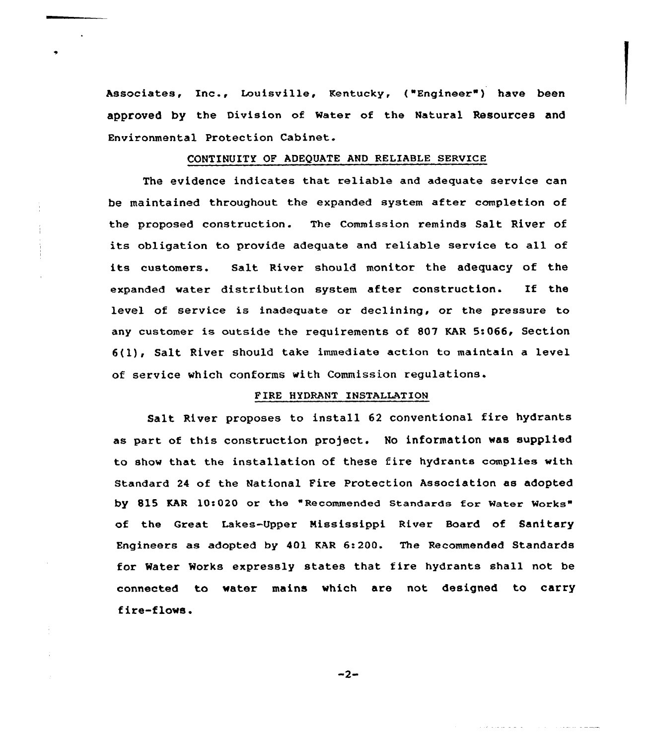Associates, Inc., Louisville, Kentucky, ("Engineer") have been approved by the Division of Water of the Natural Resources and Environmental Protection Cabinet.

## CONTINUITY OF ADEQUATE AND RELIABLE SERVICE

The evidence indicates that reliable and adequate service can be maintained throughout the expanded system after completion of the proposed construction. The Commission reminds Salt River of its obligation to provide adequate and reliable service to all of its customers. Salt River should monitor the adequacy of the expanded water distribution system after construction. If the level of service is inadequate or declining, or the pressure to any customer is outside the requirements of 807 KAR 5:066, Section 6(1), Salt River should take immediate action to maintain a level of service which conforms with Commission regulations.

## FIRE HYDRANT INSTALLATION

Salt River proposes to install 62 conventional fire hydrants as part of this construction project. No information was supplied to show that the installation of these fire hydrants complies with Standard 24 of the National Fire Protection Association as adopted by 815 KAR 10:020 or the "Recommended Standards for Water Works" of the Great Lakes-Upper Mississippi River Board of Sanitary Engineers as adopted by 401 KAR 6:200. The Recommended Standards for Water Works expressly states that fire hydrants shall not be connected to water mains which are not designed to carry fire-flows.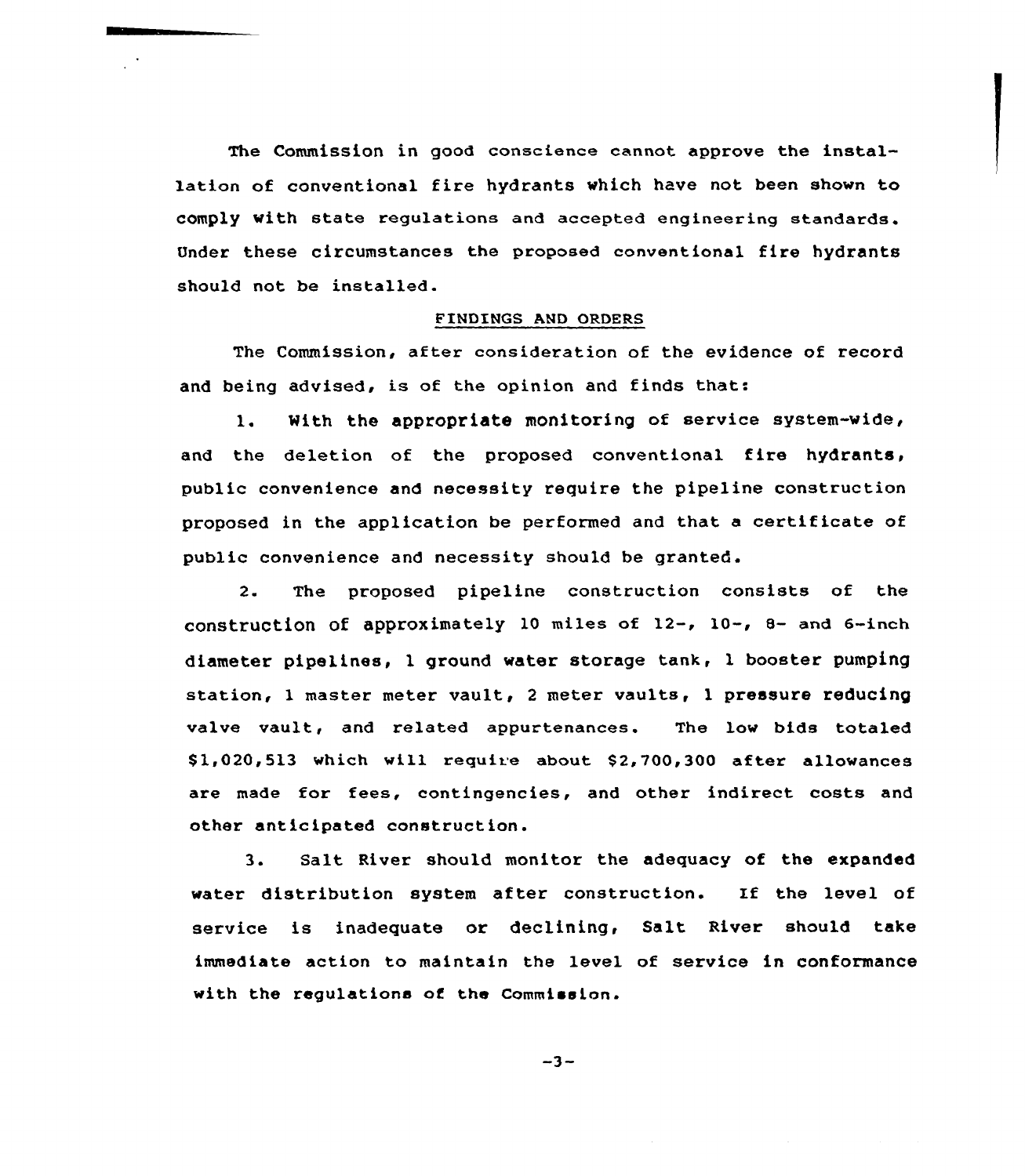The Commission in good conscience cannot approve the installation of conventional fire hydrants which have not been shown to comply with state regulations and accepted engineering standards. Under these circumstances the proposed conventional fire hydrants should not be installed.

## FINDINGS AND ORDERS

The Commission, after consideration of the evidence of record and being advised, is of the opinion and finds that:

1. With the appropriate monitoring of service system-wide, and the deletion of the proposed conventional fire hydrants, public convenience and necessity require the pipeline construction proposed in the application be performed and that a certificate of public convenience and necessity should be granted.

2. The proposed pipeline construction consists of the construction of approximately 10 miles of 12-, 10-, 8- and 6-inch diameter pipelines, 1 ground water storage tank, 1 booster pumping station, 1 master meter vault, 2 meter vaults, 1 pressure reducing valve vault, and related appurtenances. The low bids totaled $1,020,513 which will require about $2,700,300 after allowances are made for fees, contingencies, and other indirect costs and other anticipated construction.

3. Salt River should monitor the adequacy of the expanded water distribution system after construction. If the level of service is inadequate or declining, Salt River should take immediate action to maintain the level of service in conformance with the regulations of the Commission.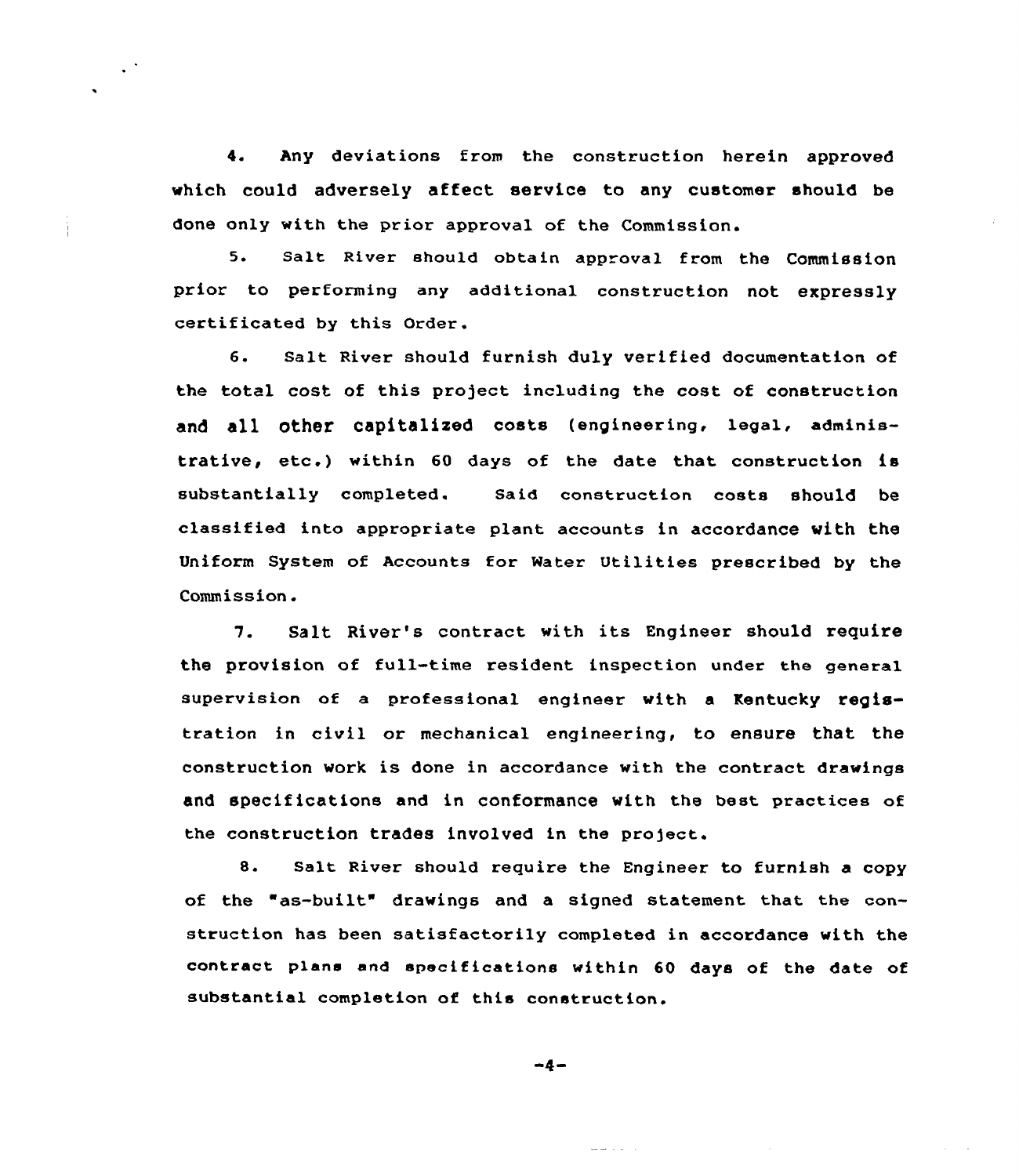4. Any deviations from the construction herein approved which could adversely affect service to any customer should be done only with the prior approval of the Commission.

5. Salt River should obtain approval from the Commission prior to performing any additional construction not expressly certificated by this Order.

6. Salt River should furnish duly verified documentation of the total cost of this project including the cost of construction and all other capitalized costs (engineering, legal, administrative, etc.) within 60 days of the date that construction is substantially completed. Said construction costs should be classified into appropriate plant accounts in accordance with the Uniform System of Accounts for Water Utilities prescribed by the Commission.

7. Salt River's contract with its Engineer should require the provision of full-time resident inspection under the general supervision of a professional engineer with a Kentucky registration in civil or mechanical engineering, to ensure that the construction work is done in accordance with the contract drawings and specifications and in conformance with the best practices of the construction trades involved in the project.

8. Salt River should require the Engineer to furnish a copy of the "as-built" drawings and a signed statement that the construction has been satisfactorily completed in accordance with the contract plans and specifications within 60 days of the date of substantial completion of this construction.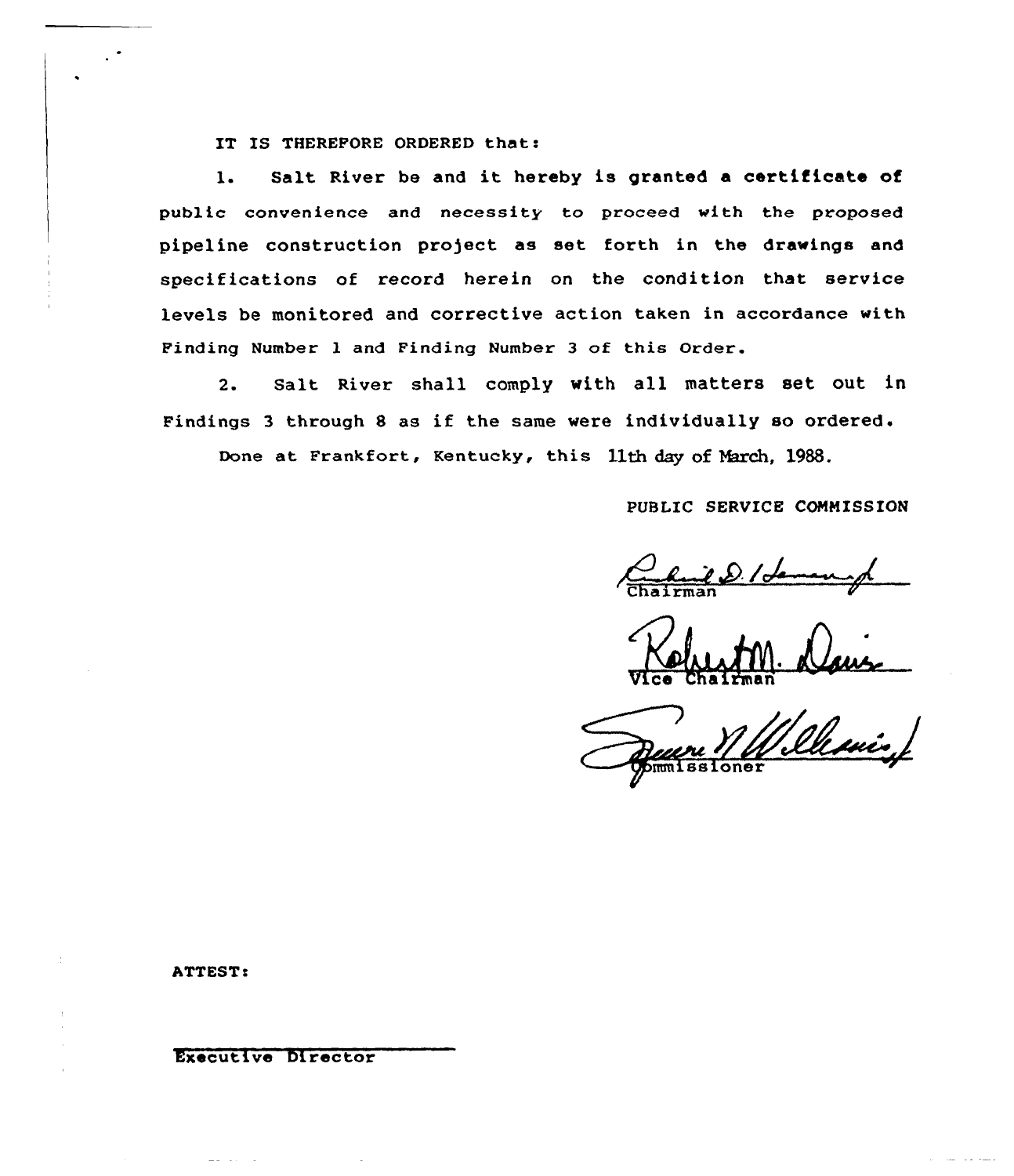IT IS THEREFORE ORDERED that:

1. Salt River be and it hereby is granted a certificate of public convenience and necessity to proceed with the proposed pipeline construction project as set forth in the drawings and specifications of record herein on the condition that service levels be monitored and corrective action taken in accordance with Finding Number 1 and Finding Number 3 of this Order.

2. Salt River shall comply with all matters set out in Findings 3 through 8 as if the same were individually so ordered.

Done at Frankfort, Kentucky, this 11th day of March, 1988.

PUBLIC SERVICE COMMISSION

Chairman

Vice Chairman

Commissioner

ATTEST:

Executive Director